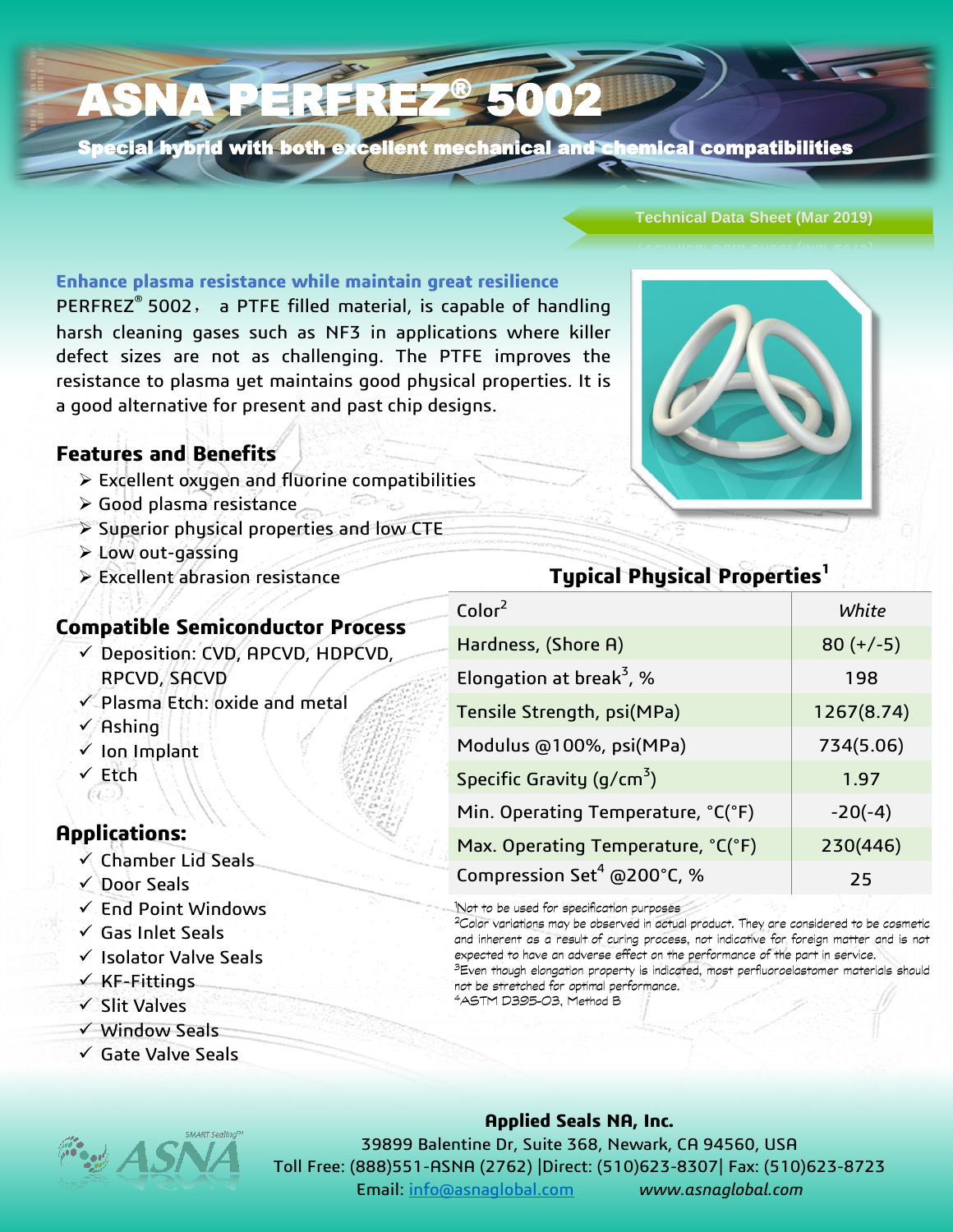# ASNA PERFREZ® 5002

**Special hybrid with both excellent mechanical and chemical compatibilities**

Technical Data Sheet (Mar 2019)

**Enhance plasma resistance while maintain great resilience**

PERFREZ® 5002， a PTFE filled material, is capable of handling harsh cleaning gases such as $NF_3$ in applications where killer defect sizes are not as challenging. The PTFE improves the resistance to plasma yet maintains good physical properties. It is a good alternative for present and past chip designs.

## Features and Benefits

- Excellent oxygen and fluorine compatibilities
- Good plasma resistance
- Superior physical properties and low CTE
- Low out-gassing
- Excellent abrasion resistance

## Compatible Semiconductor Process

- ✓ Deposition: CVD, APCVD, HDPCVD, RPCVD, SACVD
- ✓ Plasma Etch: oxide and metal
- ✓ Ashing
- ✓ Ion Implant
- ✓ Etch

## Applications:

- ✓ Chamber Lid Seals
- ✓ Door Seals
- ✓ End Point Windows
- ✓ Gas Inlet Seals
- ✓ Isolator Valve Seals
- ✓ KF-Fittings
- ✓ Slit Valves
- ✓ Window Seals
- ✓ Gate Valve Seals

## Typical Physical Properties[1]

| | |
|---|---|
| Color[2] | *White* |
| Hardness, (Shore A) | 80 (+/-5) |
| Elongation at break[3], % | 198 |
| Tensile Strength, psi(MPa) | 1267(8.74) |
| Modulus @100%, psi(MPa) | 734(5.06) |
| Specific Gravity (g/cm$^3$) | 1.97 |
| Min. Operating Temperature, °C(°F) | -20(-4) |
| Max. Operating Temperature, °C(°F) | 230(446) |
| Compression Set[4] @200°C, % | 25 |

[1]Not to be used for specification purposes
[2]Color variations may be observed in actual product. They are considered to be cosmetic and inherent as a result of curing process, not indicative for foreign matter and is not expected to have an adverse effect on the performance of the part in service.
[3]Even though elongation property is indicated, most perfluoroelastomer materials should not be stretched for optimal performance.
[4]ASTM D395-03, Method B

**Applied Seals NA, Inc.**
39899 Balentine Dr, Suite 368, Newark, CA 94560, USA
Toll Free: (888)551-ASNA (2762) |Direct: (510)623-8307| Fax: (510)623-8723
Email: info@asnaglobal.com *www.asnaglobal.com*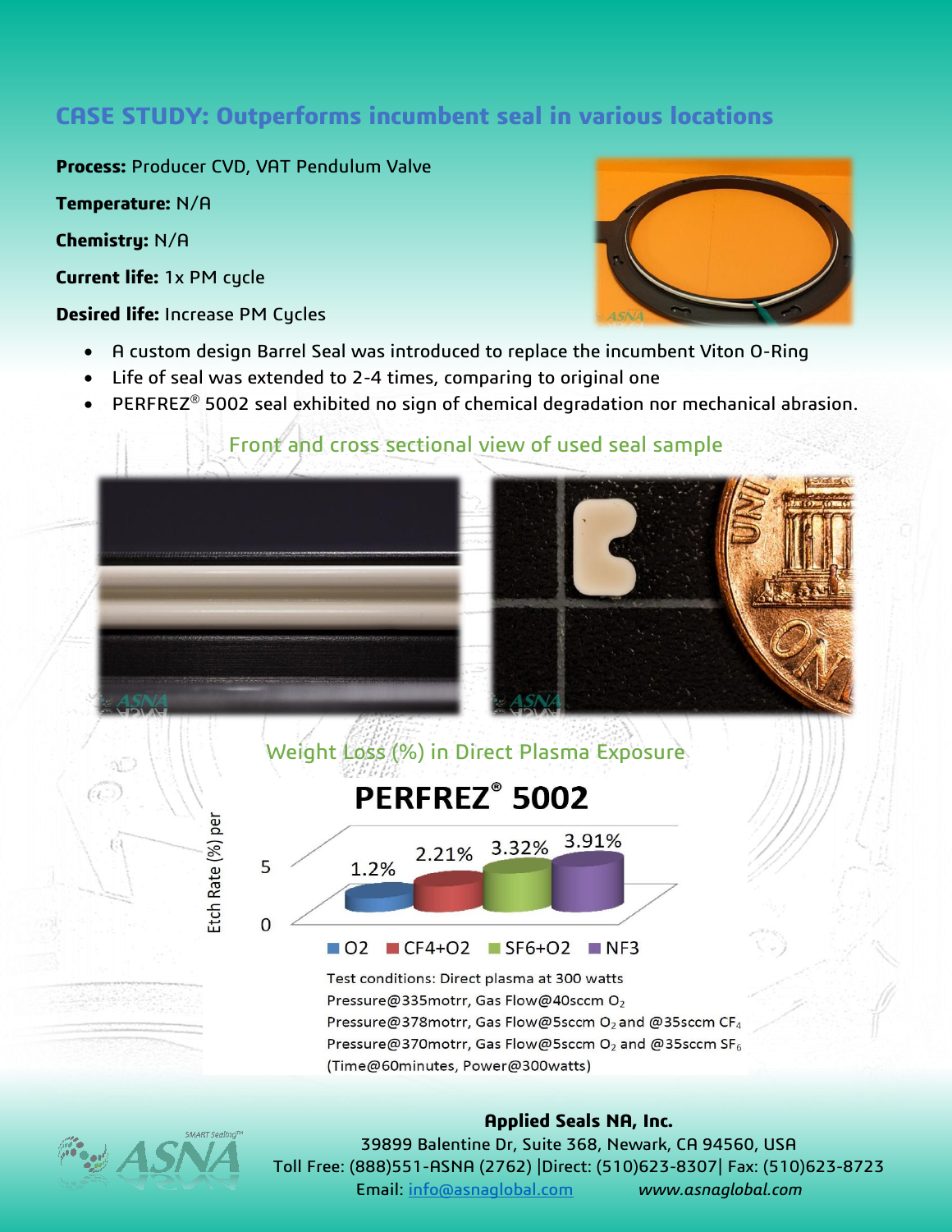## CASE STUDY: Outperforms incumbent seal in various locations

**Process:** Producer CVD, VAT Pendulum Valve

**Temperature:** N/A

**Chemistry:** N/A

**Current life:** 1x PM cycle

**Desired life:** Increase PM Cycles

- A custom design Barrel Seal was introduced to replace the incumbent Viton O-Ring
- Life of seal was extended to 2-4 times, comparing to original one
- PERFREZ® 5002 seal exhibited no sign of chemical degradation nor mechanical abrasion.

Front and cross sectional view of used seal sample

Weight Loss (%) in Direct Plasma Exposure

PERFREZ® 5002

Etch Rate (%) per

5

0

1.2%

2.21%

3.32%

3.91%

O2 CF4+O2 SF6+O2 NF3

Test conditions: Direct plasma at 300 watts

Pressure@335motrr, Gas Flow@40sccm $O_2$

Pressure@378motrr, Gas Flow@5sccm $O_2$ and @35sccm $CF_4$

Pressure@370motrr, Gas Flow@5sccm $O_2$ and @35sccm $SF_6$

(Time@60minutes, Power@300watts)

**Applied Seals NA, Inc.**

39899 Balentine Dr, Suite 368, Newark, CA 94560, USA

Toll Free: (888)551-ASNA (2762) |Direct: (510)623-8307| Fax: (510)623-8723

Email: info@asnaglobal.com *www.asnaglobal.com*